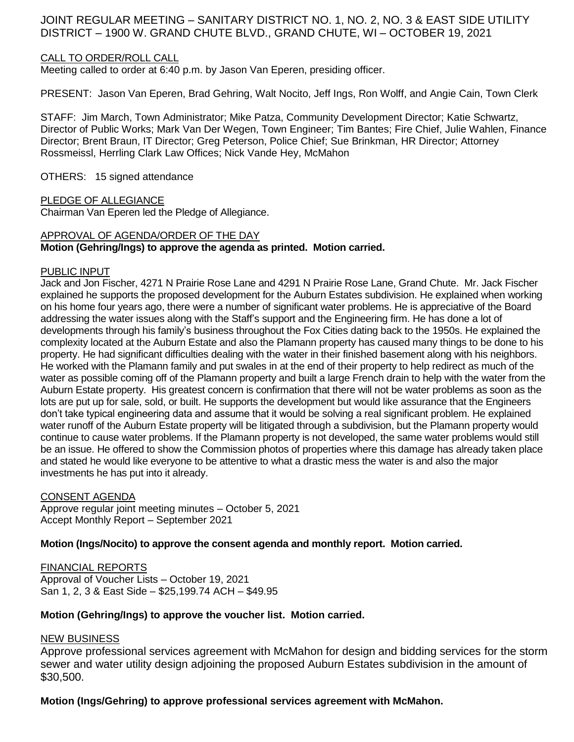# JOINT REGULAR MEETING – SANITARY DISTRICT NO. 1, NO. 2, NO. 3 & EAST SIDE UTILITY DISTRICT – 1900 W. GRAND CHUTE BLVD., GRAND CHUTE, WI – OCTOBER 19, 2021

## CALL TO ORDER/ROLL CALL

Meeting called to order at 6:40 p.m. by Jason Van Eperen, presiding officer.

PRESENT: Jason Van Eperen, Brad Gehring, Walt Nocito, Jeff Ings, Ron Wolff, and Angie Cain, Town Clerk

STAFF: Jim March, Town Administrator; Mike Patza, Community Development Director; Katie Schwartz, Director of Public Works; Mark Van Der Wegen, Town Engineer; Tim Bantes; Fire Chief, Julie Wahlen, Finance Director; Brent Braun, IT Director; Greg Peterson, Police Chief; Sue Brinkman, HR Director; Attorney Rossmeissl, Herrling Clark Law Offices; Nick Vande Hey, McMahon

OTHERS: 15 signed attendance

## PLEDGE OF ALLEGIANCE

Chairman Van Eperen led the Pledge of Allegiance.

## APPROVAL OF AGENDA/ORDER OF THE DAY

**Motion (Gehring/Ings) to approve the agenda as printed. Motion carried.**

## PUBLIC INPUT

Jack and Jon Fischer, 4271 N Prairie Rose Lane and 4291 N Prairie Rose Lane, Grand Chute. Mr. Jack Fischer explained he supports the proposed development for the Auburn Estates subdivision. He explained when working on his home four years ago, there were a number of significant water problems. He is appreciative of the Board addressing the water issues along with the Staff's support and the Engineering firm. He has done a lot of developments through his family's business throughout the Fox Cities dating back to the 1950s. He explained the complexity located at the Auburn Estate and also the Plamann property has caused many things to be done to his property. He had significant difficulties dealing with the water in their finished basement along with his neighbors. He worked with the Plamann family and put swales in at the end of their property to help redirect as much of the water as possible coming off of the Plamann property and built a large French drain to help with the water from the Auburn Estate property. His greatest concern is confirmation that there will not be water problems as soon as the lots are put up for sale, sold, or built. He supports the development but would like assurance that the Engineers don't take typical engineering data and assume that it would be solving a real significant problem. He explained water runoff of the Auburn Estate property will be litigated through a subdivision, but the Plamann property would continue to cause water problems. If the Plamann property is not developed, the same water problems would still be an issue. He offered to show the Commission photos of properties where this damage has already taken place and stated he would like everyone to be attentive to what a drastic mess the water is and also the major investments he has put into it already.

## CONSENT AGENDA

Approve regular joint meeting minutes – October 5, 2021
Accept Monthly Report – September 2021

**Motion (Ings/Nocito) to approve the consent agenda and monthly report. Motion carried.**

## FINANCIAL REPORTS

Approval of Voucher Lists – October 19, 2021
San 1, 2, 3 & East Side – $25,199.74 ACH – $49.95

**Motion (Gehring/Ings) to approve the voucher list. Motion carried.**

## NEW BUSINESS

Approve professional services agreement with McMahon for design and bidding services for the storm sewer and water utility design adjoining the proposed Auburn Estates subdivision in the amount of $30,500.

**Motion (Ings/Gehring) to approve professional services agreement with McMahon.**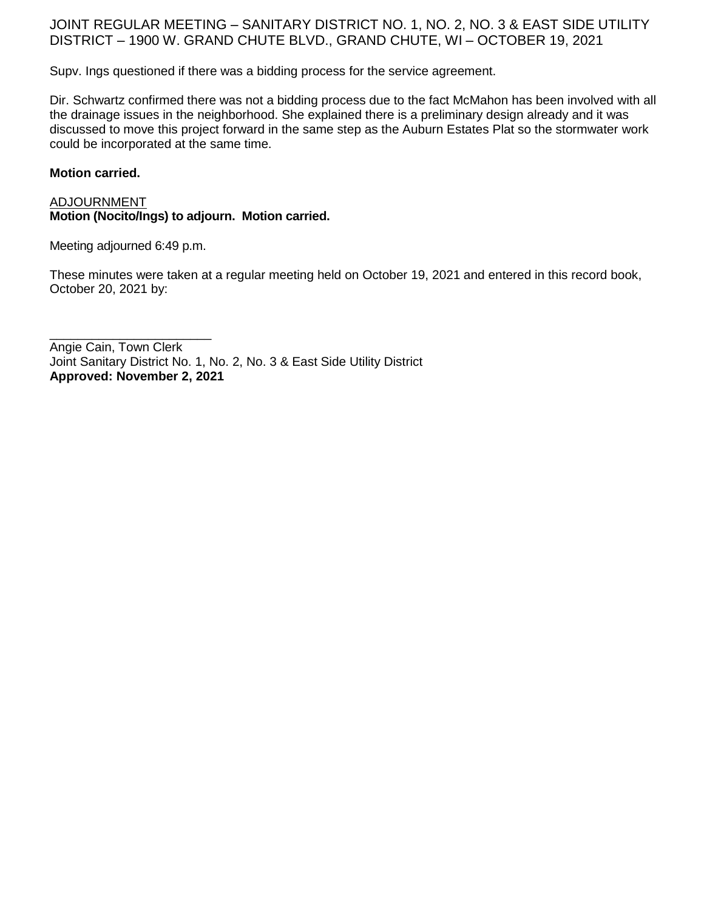Supv. Ings questioned if there was a bidding process for the service agreement.

Dir. Schwartz confirmed there was not a bidding process due to the fact McMahon has been involved with all the drainage issues in the neighborhood. She explained there is a preliminary design already and it was discussed to move this project forward in the same step as the Auburn Estates Plat so the stormwater work could be incorporated at the same time.

**Motion carried.**

ADJOURNMENT

**Motion (Nocito/Ings) to adjourn. Motion carried.**

Meeting adjourned 6:49 p.m.

These minutes were taken at a regular meeting held on October 19, 2021 and entered in this record book, October 20, 2021 by:

_______________________

Angie Cain, Town Clerk
Joint Sanitary District No. 1, No. 2, No. 3 & East Side Utility District
**Approved: November 2, 2021**